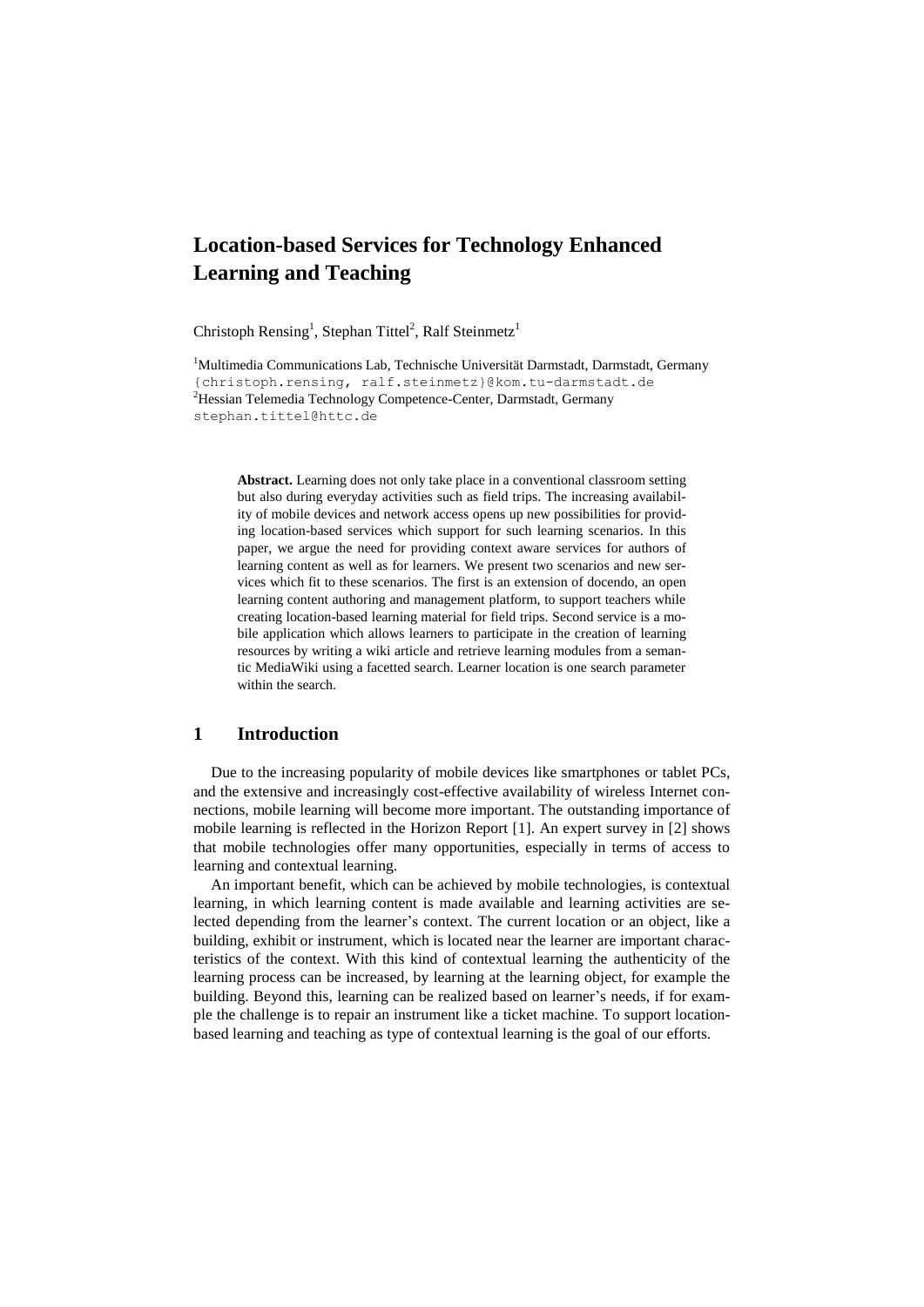# Location-based Services for Technology Enhanced Learning and Teaching

Christoph Rensing[1], Stephan Tittel[2], Ralf Steinmetz[1]

[1]Multimedia Communications Lab, Technische Universität Darmstadt, Darmstadt, Germany
{christoph.rensing, ralf.steinmetz}@kom.tu-darmstadt.de
[2]Hessian Telemedia Technology Competence-Center, Darmstadt, Germany
stephan.tittel@httc.de

**Abstract.** Learning does not only take place in a conventional classroom setting but also during everyday activities such as field trips. The increasing availability of mobile devices and network access opens up new possibilities for providing location-based services which support for such learning scenarios. In this paper, we argue the need for providing context aware services for authors of learning content as well as for learners. We present two scenarios and new services which fit to these scenarios. The first is an extension of docendo, an open learning content authoring and management platform, to support teachers while creating location-based learning material for field trips. Second service is a mobile application which allows learners to participate in the creation of learning resources by writing a wiki article and retrieve learning modules from a semantic MediaWiki using a facetted search. Learner location is one search parameter within the search.

## 1 Introduction

Due to the increasing popularity of mobile devices like smartphones or tablet PCs, and the extensive and increasingly cost-effective availability of wireless Internet connections, mobile learning will become more important. The outstanding importance of mobile learning is reflected in the Horizon Report [1]. An expert survey in [2] shows that mobile technologies offer many opportunities, especially in terms of access to learning and contextual learning.

An important benefit, which can be achieved by mobile technologies, is contextual learning, in which learning content is made available and learning activities are selected depending from the learner's context. The current location or an object, like a building, exhibit or instrument, which is located near the learner are important characteristics of the context. With this kind of contextual learning the authenticity of the learning process can be increased, by learning at the learning object, for example the building. Beyond this, learning can be realized based on learner's needs, if for example the challenge is to repair an instrument like a ticket machine. To support location-based learning and teaching as type of contextual learning is the goal of our efforts.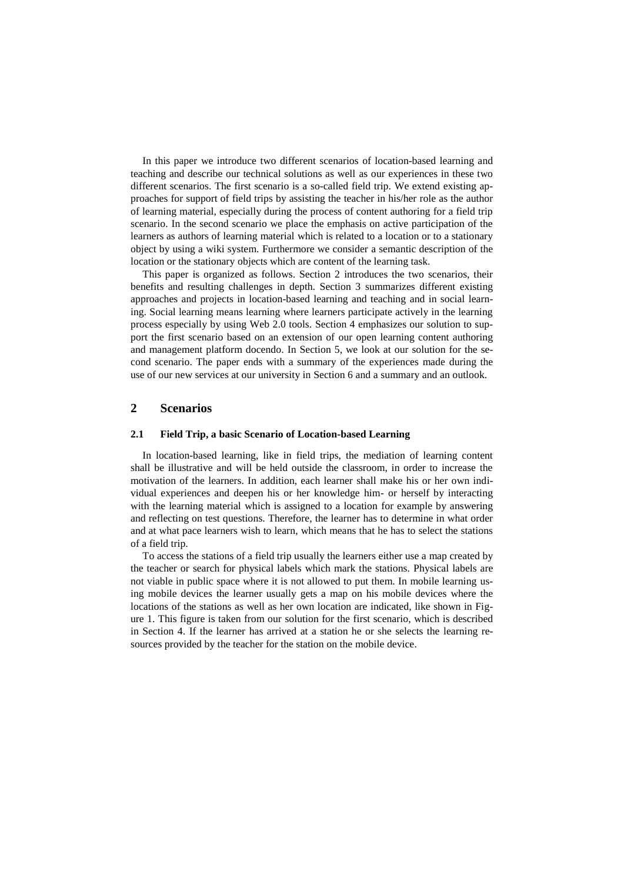In this paper we introduce two different scenarios of location-based learning and teaching and describe our technical solutions as well as our experiences in these two different scenarios. The first scenario is a so-called field trip. We extend existing approaches for support of field trips by assisting the teacher in his/her role as the author of learning material, especially during the process of content authoring for a field trip scenario. In the second scenario we place the emphasis on active participation of the learners as authors of learning material which is related to a location or to a stationary object by using a wiki system. Furthermore we consider a semantic description of the location or the stationary objects which are content of the learning task.

This paper is organized as follows. Section 2 introduces the two scenarios, their benefits and resulting challenges in depth. Section 3 summarizes different existing approaches and projects in location-based learning and teaching and in social learning. Social learning means learning where learners participate actively in the learning process especially by using Web 2.0 tools. Section 4 emphasizes our solution to support the first scenario based on an extension of our open learning content authoring and management platform docendo. In Section 5, we look at our solution for the second scenario. The paper ends with a summary of the experiences made during the use of our new services at our university in Section 6 and a summary and an outlook.

## 2 Scenarios

### 2.1 Field Trip, a basic Scenario of Location-based Learning

In location-based learning, like in field trips, the mediation of learning content shall be illustrative and will be held outside the classroom, in order to increase the motivation of the learners. In addition, each learner shall make his or her own individual experiences and deepen his or her knowledge him- or herself by interacting with the learning material which is assigned to a location for example by answering and reflecting on test questions. Therefore, the learner has to determine in what order and at what pace learners wish to learn, which means that he has to select the stations of a field trip.

To access the stations of a field trip usually the learners either use a map created by the teacher or search for physical labels which mark the stations. Physical labels are not viable in public space where it is not allowed to put them. In mobile learning using mobile devices the learner usually gets a map on his mobile devices where the locations of the stations as well as her own location are indicated, like shown in Figure 1. This figure is taken from our solution for the first scenario, which is described in Section 4. If the learner has arrived at a station he or she selects the learning resources provided by the teacher for the station on the mobile device.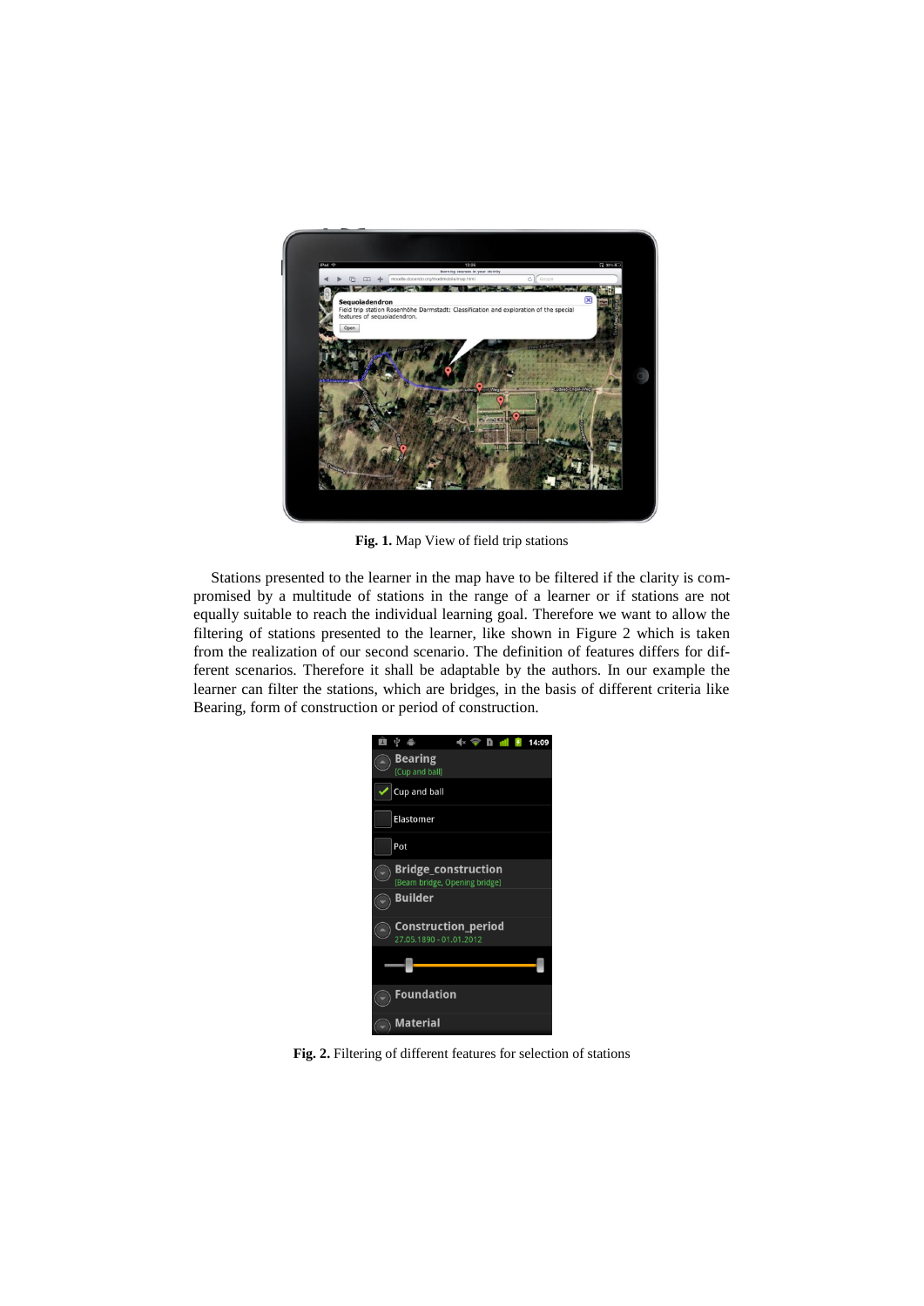**Fig. 1.** Map View of field trip stations

Stations presented to the learner in the map have to be filtered if the clarity is compromised by a multitude of stations in the range of a learner or if stations are not equally suitable to reach the individual learning goal. Therefore we want to allow the filtering of stations presented to the learner, like shown in Figure 2 which is taken from the realization of our second scenario. The definition of features differs for different scenarios. Therefore it shall be adaptable by the authors. In our example the learner can filter the stations, which are bridges, in the basis of different criteria like Bearing, form of construction or period of construction.

**Fig. 2.** Filtering of different features for selection of stations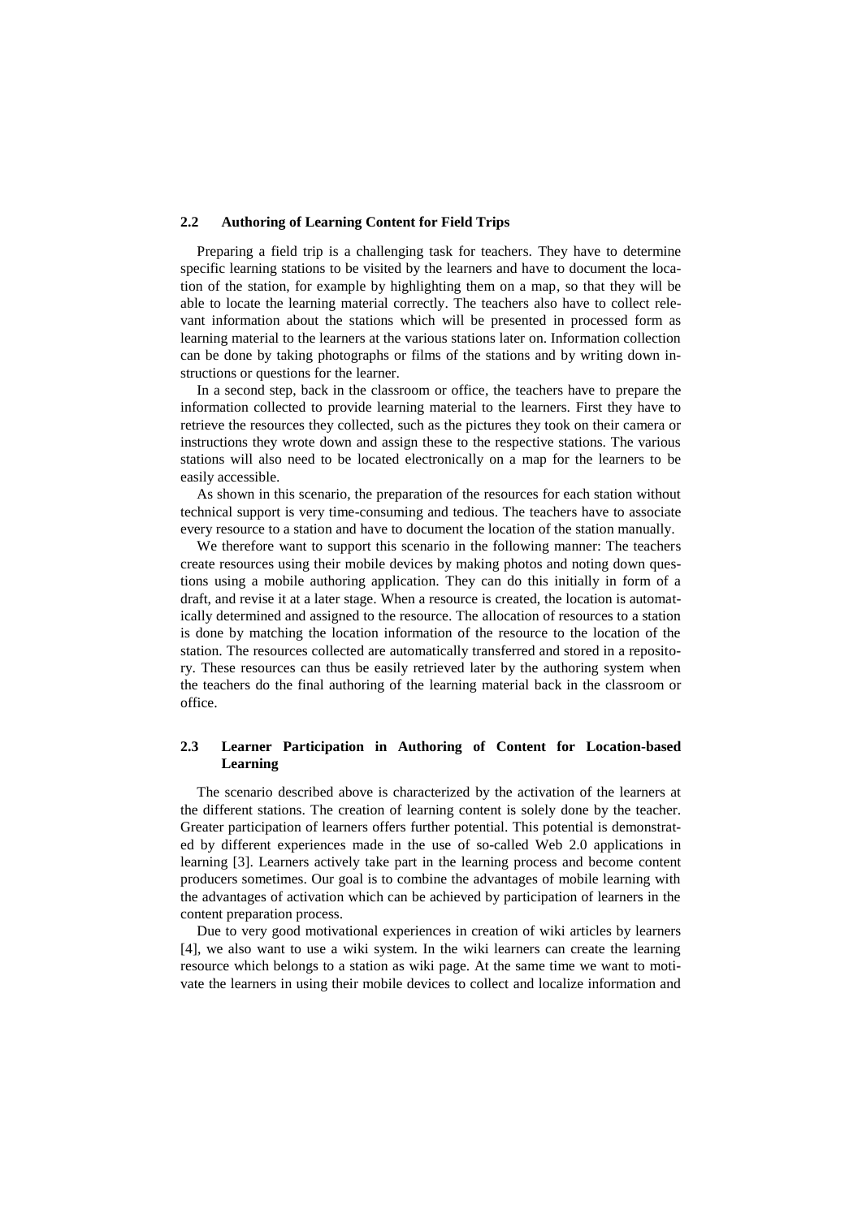### 2.2 Authoring of Learning Content for Field Trips

Preparing a field trip is a challenging task for teachers. They have to determine specific learning stations to be visited by the learners and have to document the location of the station, for example by highlighting them on a map, so that they will be able to locate the learning material correctly. The teachers also have to collect relevant information about the stations which will be presented in processed form as learning material to the learners at the various stations later on. Information collection can be done by taking photographs or films of the stations and by writing down instructions or questions for the learner.

In a second step, back in the classroom or office, the teachers have to prepare the information collected to provide learning material to the learners. First they have to retrieve the resources they collected, such as the pictures they took on their camera or instructions they wrote down and assign these to the respective stations. The various stations will also need to be located electronically on a map for the learners to be easily accessible.

As shown in this scenario, the preparation of the resources for each station without technical support is very time-consuming and tedious. The teachers have to associate every resource to a station and have to document the location of the station manually.

We therefore want to support this scenario in the following manner: The teachers create resources using their mobile devices by making photos and noting down questions using a mobile authoring application. They can do this initially in form of a draft, and revise it at a later stage. When a resource is created, the location is automatically determined and assigned to the resource. The allocation of resources to a station is done by matching the location information of the resource to the location of the station. The resources collected are automatically transferred and stored in a repository. These resources can thus be easily retrieved later by the authoring system when the teachers do the final authoring of the learning material back in the classroom or office.

### 2.3 Learner Participation in Authoring of Content for Location-based Learning

The scenario described above is characterized by the activation of the learners at the different stations. The creation of learning content is solely done by the teacher. Greater participation of learners offers further potential. This potential is demonstrated by different experiences made in the use of so-called Web 2.0 applications in learning [3]. Learners actively take part in the learning process and become content producers sometimes. Our goal is to combine the advantages of mobile learning with the advantages of activation which can be achieved by participation of learners in the content preparation process.

Due to very good motivational experiences in creation of wiki articles by learners [4], we also want to use a wiki system. In the wiki learners can create the learning resource which belongs to a station as wiki page. At the same time we want to motivate the learners in using their mobile devices to collect and localize information and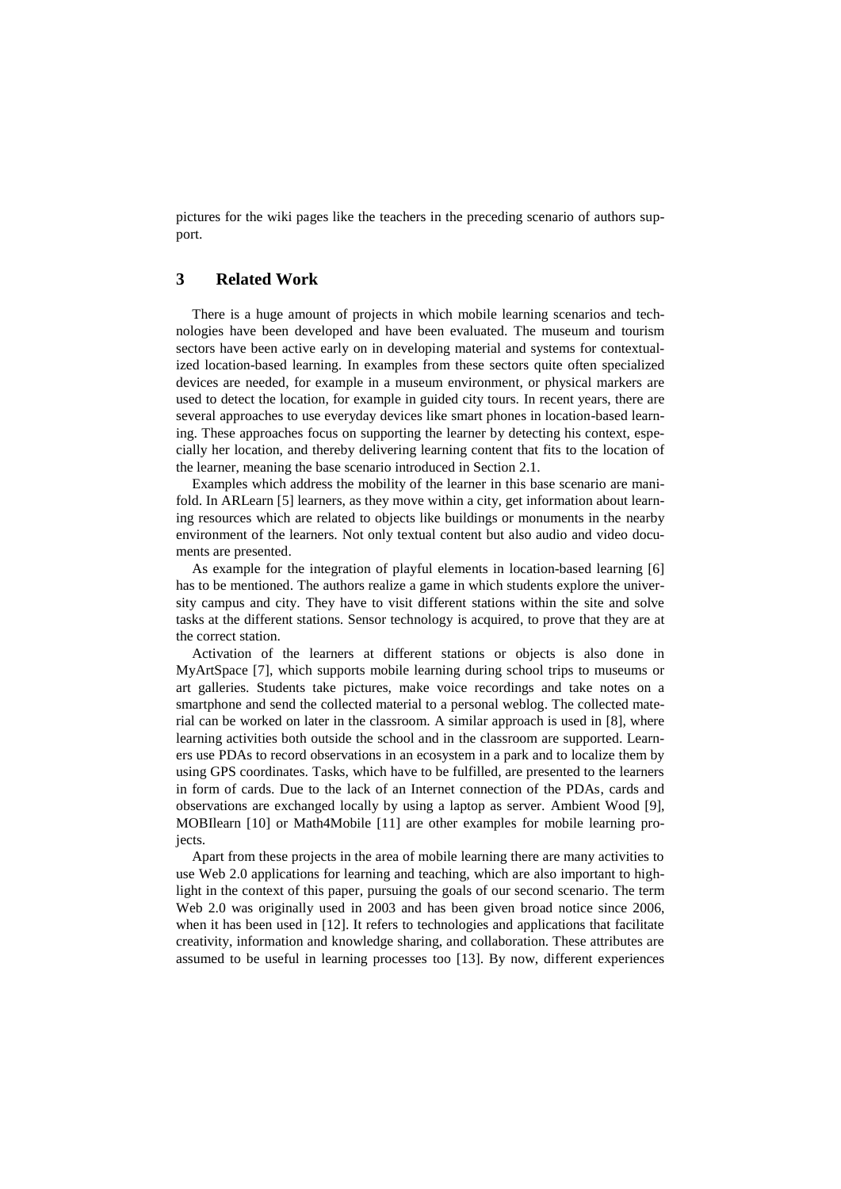pictures for the wiki pages like the teachers in the preceding scenario of authors support.

## 3 Related Work

There is a huge amount of projects in which mobile learning scenarios and technologies have been developed and have been evaluated. The museum and tourism sectors have been active early on in developing material and systems for contextualized location-based learning. In examples from these sectors quite often specialized devices are needed, for example in a museum environment, or physical markers are used to detect the location, for example in guided city tours. In recent years, there are several approaches to use everyday devices like smart phones in location-based learning. These approaches focus on supporting the learner by detecting his context, especially her location, and thereby delivering learning content that fits to the location of the learner, meaning the base scenario introduced in Section 2.1.

Examples which address the mobility of the learner in this base scenario are manifold. In ARLearn [5] learners, as they move within a city, get information about learning resources which are related to objects like buildings or monuments in the nearby environment of the learners. Not only textual content but also audio and video documents are presented.

As example for the integration of playful elements in location-based learning [6] has to be mentioned. The authors realize a game in which students explore the university campus and city. They have to visit different stations within the site and solve tasks at the different stations. Sensor technology is acquired, to prove that they are at the correct station.

Activation of the learners at different stations or objects is also done in MyArtSpace [7], which supports mobile learning during school trips to museums or art galleries. Students take pictures, make voice recordings and take notes on a smartphone and send the collected material to a personal weblog. The collected material can be worked on later in the classroom. A similar approach is used in [8], where learning activities both outside the school and in the classroom are supported. Learners use PDAs to record observations in an ecosystem in a park and to localize them by using GPS coordinates. Tasks, which have to be fulfilled, are presented to the learners in form of cards. Due to the lack of an Internet connection of the PDAs, cards and observations are exchanged locally by using a laptop as server. Ambient Wood [9], MOBIlearn [10] or Math4Mobile [11] are other examples for mobile learning projects.

Apart from these projects in the area of mobile learning there are many activities to use Web 2.0 applications for learning and teaching, which are also important to highlight in the context of this paper, pursuing the goals of our second scenario. The term Web 2.0 was originally used in 2003 and has been given broad notice since 2006, when it has been used in [12]. It refers to technologies and applications that facilitate creativity, information and knowledge sharing, and collaboration. These attributes are assumed to be useful in learning processes too [13]. By now, different experiences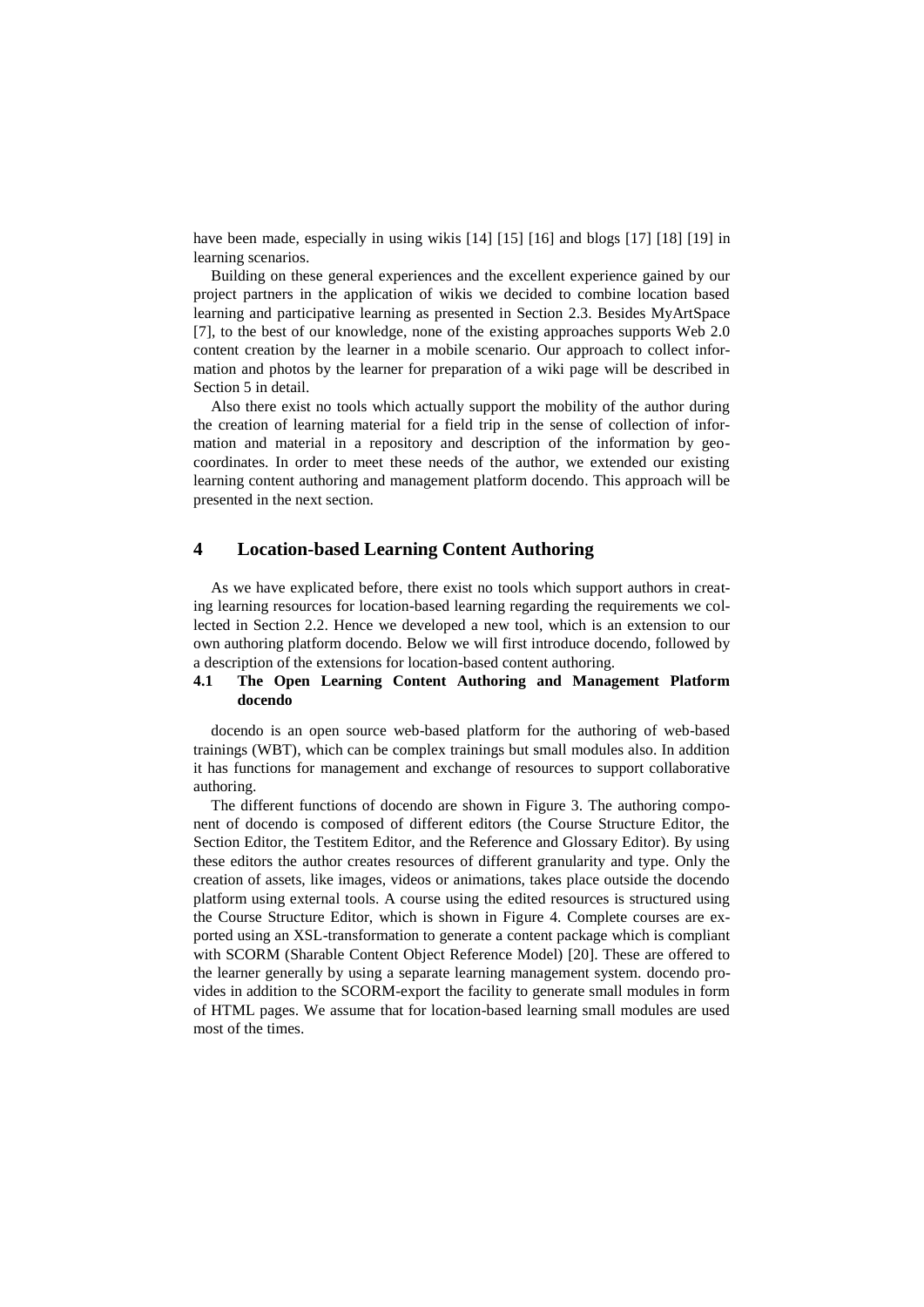have been made, especially in using wikis [14] [15] [16] and blogs [17] [18] [19] in learning scenarios.

Building on these general experiences and the excellent experience gained by our project partners in the application of wikis we decided to combine location based learning and participative learning as presented in Section 2.3. Besides MyArtSpace [7], to the best of our knowledge, none of the existing approaches supports Web 2.0 content creation by the learner in a mobile scenario. Our approach to collect information and photos by the learner for preparation of a wiki page will be described in Section 5 in detail.

Also there exist no tools which actually support the mobility of the author during the creation of learning material for a field trip in the sense of collection of information and material in a repository and description of the information by geo-coordinates. In order to meet these needs of the author, we extended our existing learning content authoring and management platform docendo. This approach will be presented in the next section.

## 4 Location-based Learning Content Authoring

As we have explicated before, there exist no tools which support authors in creating learning resources for location-based learning regarding the requirements we collected in Section 2.2. Hence we developed a new tool, which is an extension to our own authoring platform docendo. Below we will first introduce docendo, followed by a description of the extensions for location-based content authoring.

### 4.1 The Open Learning Content Authoring and Management Platform docendo

docendo is an open source web-based platform for the authoring of web-based trainings (WBT), which can be complex trainings but small modules also. In addition it has functions for management and exchange of resources to support collaborative authoring.

The different functions of docendo are shown in Figure 3. The authoring component of docendo is composed of different editors (the Course Structure Editor, the Section Editor, the Testitem Editor, and the Reference and Glossary Editor). By using these editors the author creates resources of different granularity and type. Only the creation of assets, like images, videos or animations, takes place outside the docendo platform using external tools. A course using the edited resources is structured using the Course Structure Editor, which is shown in Figure 4. Complete courses are exported using an XSL-transformation to generate a content package which is compliant with SCORM (Sharable Content Object Reference Model) [20]. These are offered to the learner generally by using a separate learning management system. docendo provides in addition to the SCORM-export the facility to generate small modules in form of HTML pages. We assume that for location-based learning small modules are used most of the times.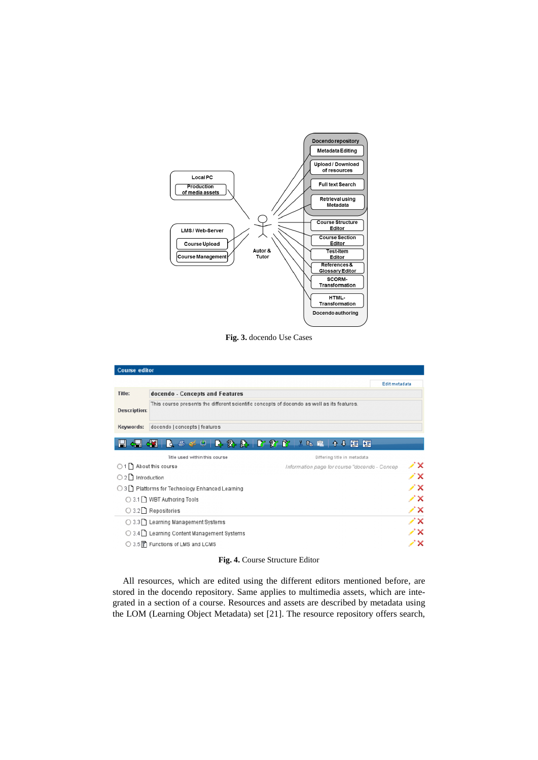**Fig. 3.** docendo Use Cases

**Fig. 4.** Course Structure Editor

All resources, which are edited using the different editors mentioned before, are stored in the docendo repository. Same applies to multimedia assets, which are integrated in a section of a course. Resources and assets are described by metadata using the LOM (Learning Object Metadata) set [21]. The resource repository offers search,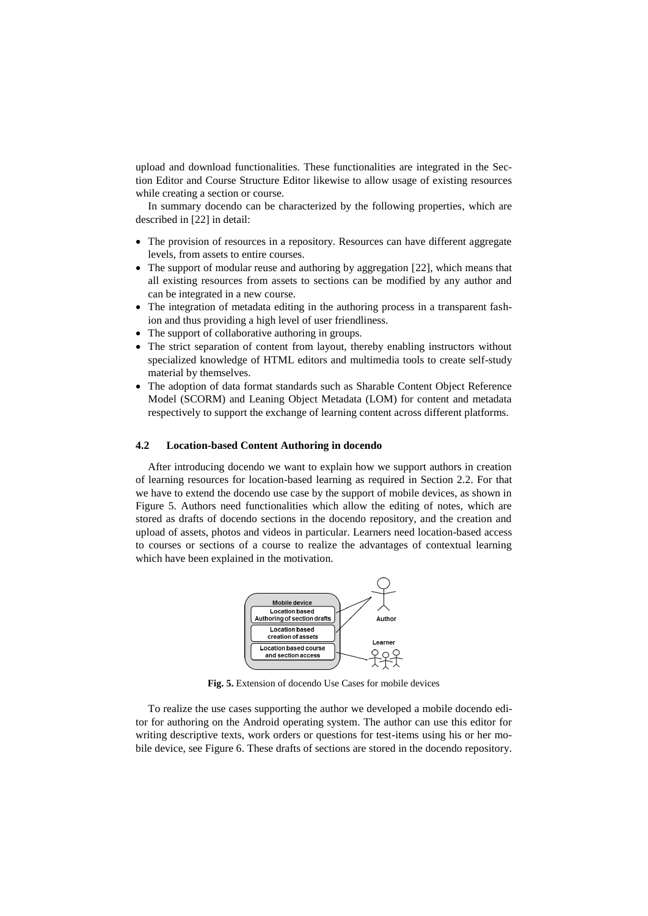upload and download functionalities. These functionalities are integrated in the Section Editor and Course Structure Editor likewise to allow usage of existing resources while creating a section or course.

In summary docendo can be characterized by the following properties, which are described in [22] in detail:

- The provision of resources in a repository. Resources can have different aggregate levels, from assets to entire courses.
- The support of modular reuse and authoring by aggregation [22], which means that all existing resources from assets to sections can be modified by any author and can be integrated in a new course.
- The integration of metadata editing in the authoring process in a transparent fashion and thus providing a high level of user friendliness.
- The support of collaborative authoring in groups.
- The strict separation of content from layout, thereby enabling instructors without specialized knowledge of HTML editors and multimedia tools to create self-study material by themselves.
- The adoption of data format standards such as Sharable Content Object Reference Model (SCORM) and Leaning Object Metadata (LOM) for content and metadata respectively to support the exchange of learning content across different platforms.

### 4.2 Location-based Content Authoring in docendo

After introducing docendo we want to explain how we support authors in creation of learning resources for location-based learning as required in Section 2.2. For that we have to extend the docendo use case by the support of mobile devices, as shown in Figure 5. Authors need functionalities which allow the editing of notes, which are stored as drafts of docendo sections in the docendo repository, and the creation and upload of assets, photos and videos in particular. Learners need location-based access to courses or sections of a course to realize the advantages of contextual learning which have been explained in the motivation.

Mobile device

Location based Authoring of section drafts

Location based creation of assets

Location based course and section access

Author

Learner

**Fig. 5.** Extension of docendo Use Cases for mobile devices

To realize the use cases supporting the author we developed a mobile docendo editor for authoring on the Android operating system. The author can use this editor for writing descriptive texts, work orders or questions for test-items using his or her mobile device, see Figure 6. These drafts of sections are stored in the docendo repository.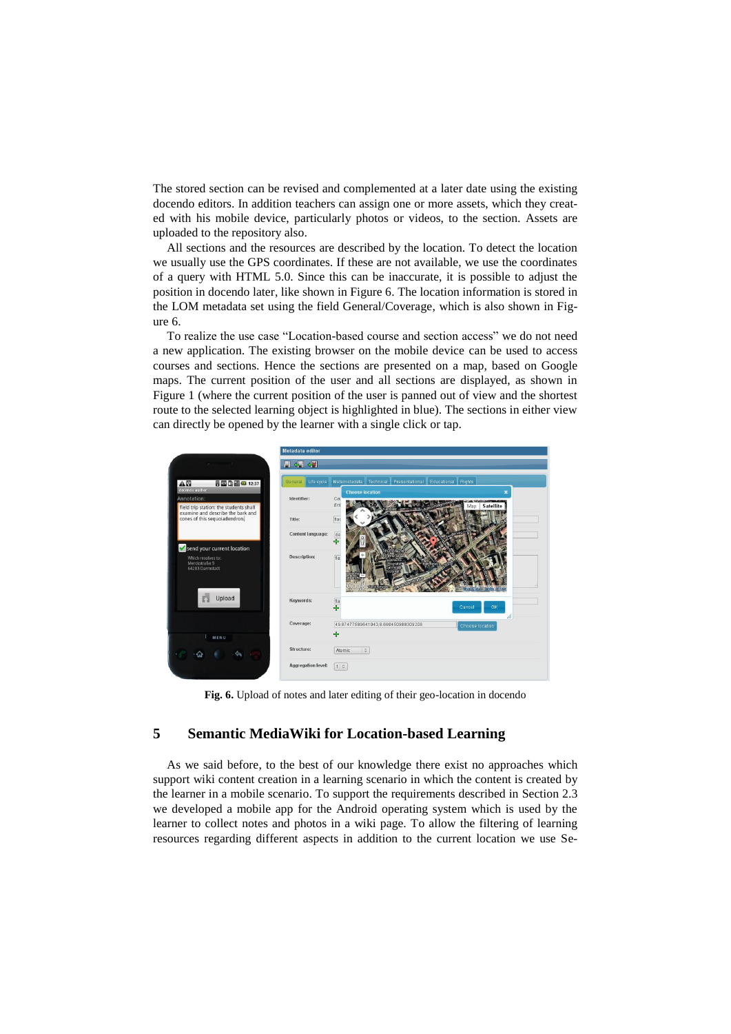The stored section can be revised and complemented at a later date using the existing docendo editors. In addition teachers can assign one or more assets, which they created with his mobile device, particularly photos or videos, to the section. Assets are uploaded to the repository also.

All sections and the resources are described by the location. To detect the location we usually use the GPS coordinates. If these are not available, we use the coordinates of a query with HTML 5.0. Since this can be inaccurate, it is possible to adjust the position in docendo later, like shown in Figure 6. The location information is stored in the LOM metadata set using the field General/Coverage, which is also shown in Figure 6.

To realize the use case "Location-based course and section access" we do not need a new application. The existing browser on the mobile device can be used to access courses and sections. Hence the sections are presented on a map, based on Google maps. The current position of the user and all sections are displayed, as shown in Figure 1 (where the current position of the user is panned out of view and the shortest route to the selected learning object is highlighted in blue). The sections in either view can directly be opened by the learner with a single click or tap.

**Fig. 6.** Upload of notes and later editing of their geo-location in docendo

## 5 Semantic MediaWiki for Location-based Learning

As we said before, to the best of our knowledge there exist no approaches which support wiki content creation in a learning scenario in which the content is created by the learner in a mobile scenario. To support the requirements described in Section 2.3 we developed a mobile app for the Android operating system which is used by the learner to collect notes and photos in a wiki page. To allow the filtering of learning resources regarding different aspects in addition to the current location we use Se-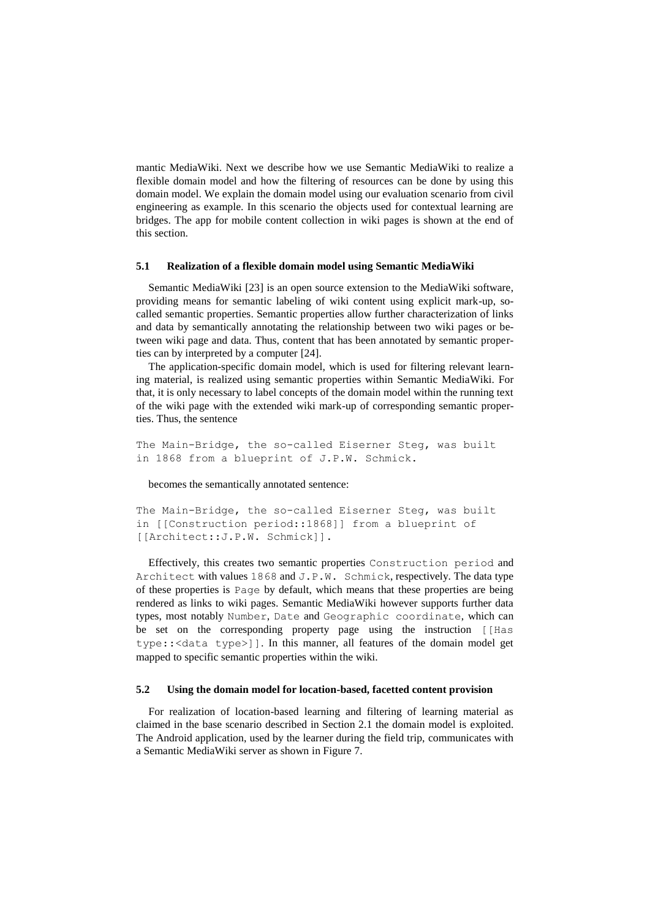mantic MediaWiki. Next we describe how we use Semantic MediaWiki to realize a flexible domain model and how the filtering of resources can be done by using this domain model. We explain the domain model using our evaluation scenario from civil engineering as example. In this scenario the objects used for contextual learning are bridges. The app for mobile content collection in wiki pages is shown at the end of this section.

### 5.1 Realization of a flexible domain model using Semantic MediaWiki

Semantic MediaWiki [23] is an open source extension to the MediaWiki software, providing means for semantic labeling of wiki content using explicit mark-up, so-called semantic properties. Semantic properties allow further characterization of links and data by semantically annotating the relationship between two wiki pages or between wiki page and data. Thus, content that has been annotated by semantic properties can by interpreted by a computer [24].

The application-specific domain model, which is used for filtering relevant learning material, is realized using semantic properties within Semantic MediaWiki. For that, it is only necessary to label concepts of the domain model within the running text of the wiki page with the extended wiki mark-up of corresponding semantic properties. Thus, the sentence

```
The Main-Bridge, the so-called Eiserner Steg, was built
in 1868 from a blueprint of J.P.W. Schmick.
```

becomes the semantically annotated sentence:

```
The Main-Bridge, the so-called Eiserner Steg, was built
in [[Construction period::1868]] from a blueprint of
[[Architect::J.P.W. Schmick]].
```

Effectively, this creates two semantic properties `Construction period` and `Architect` with values `1868` and `J.P.W. Schmick`, respectively. The data type of these properties is `Page` by default, which means that these properties are being rendered as links to wiki pages. Semantic MediaWiki however supports further data types, most notably `Number`, `Date` and `Geographic coordinate`, which can be set on the corresponding property page using the instruction `[[Has type::<data type>]]`. In this manner, all features of the domain model get mapped to specific semantic properties within the wiki.

### 5.2 Using the domain model for location-based, facetted content provision

For realization of location-based learning and filtering of learning material as claimed in the base scenario described in Section 2.1 the domain model is exploited. The Android application, used by the learner during the field trip, communicates with a Semantic MediaWiki server as shown in Figure 7.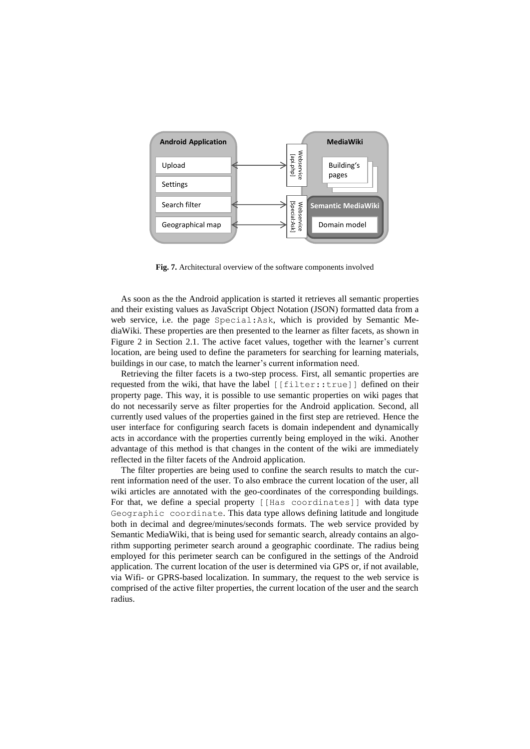Android Application

Upload

Settings

Search filter

Geographical map

Webservice [api.php]

Webservice [Special:Ask]

MediaWiki

Building's pages

Semantic MediaWiki

Domain model

**Fig. 7.** Architectural overview of the software components involved

As soon as the the Android application is started it retrieves all semantic properties and their existing values as JavaScript Object Notation (JSON) formatted data from a web service, i.e. the page `Special:Ask`, which is provided by Semantic MediaWiki. These properties are then presented to the learner as filter facets, as shown in Figure 2 in Section 2.1. The active facet values, together with the learner's current location, are being used to define the parameters for searching for learning materials, buildings in our case, to match the learner's current information need.

Retrieving the filter facets is a two-step process. First, all semantic properties are requested from the wiki, that have the label `[[filter::true]]` defined on their property page. This way, it is possible to use semantic properties on wiki pages that do not necessarily serve as filter properties for the Android application. Second, all currently used values of the properties gained in the first step are retrieved. Hence the user interface for configuring search facets is domain independent and dynamically acts in accordance with the properties currently being employed in the wiki. Another advantage of this method is that changes in the content of the wiki are immediately reflected in the filter facets of the Android application.

The filter properties are being used to confine the search results to match the current information need of the user. To also embrace the current location of the user, all wiki articles are annotated with the geo-coordinates of the corresponding buildings. For that, we define a special property `[[Has coordinates]]` with data type `Geographic coordinate`. This data type allows defining latitude and longitude both in decimal and degree/minutes/seconds formats. The web service provided by Semantic MediaWiki, that is being used for semantic search, already contains an algorithm supporting perimeter search around a geographic coordinate. The radius being employed for this perimeter search can be configured in the settings of the Android application. The current location of the user is determined via GPS or, if not available, via Wifi- or GPRS-based localization. In summary, the request to the web service is comprised of the active filter properties, the current location of the user and the search radius.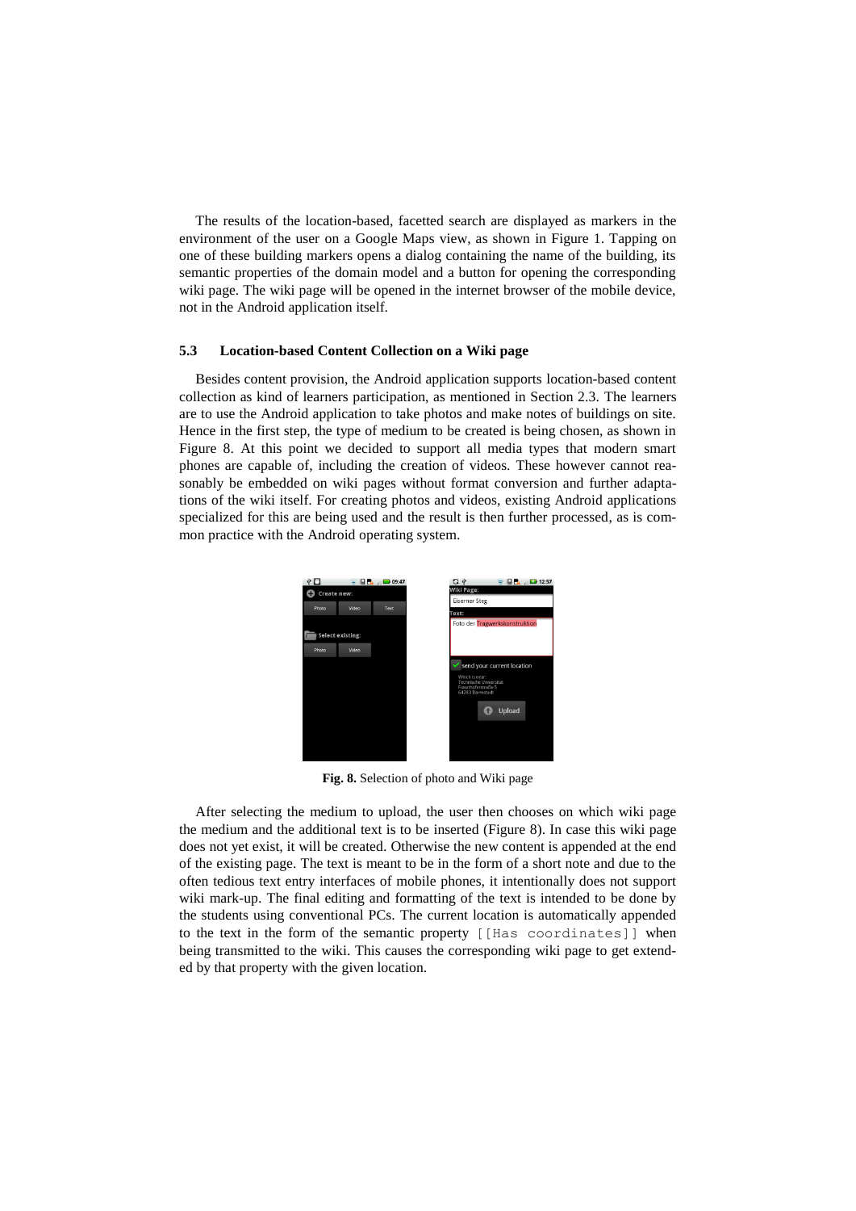The results of the location-based, facetted search are displayed as markers in the environment of the user on a Google Maps view, as shown in Figure 1. Tapping on one of these building markers opens a dialog containing the name of the building, its semantic properties of the domain model and a button for opening the corresponding wiki page. The wiki page will be opened in the internet browser of the mobile device, not in the Android application itself.

### 5.3 Location-based Content Collection on a Wiki page

Besides content provision, the Android application supports location-based content collection as kind of learners participation, as mentioned in Section 2.3. The learners are to use the Android application to take photos and make notes of buildings on site. Hence in the first step, the type of medium to be created is being chosen, as shown in Figure 8. At this point we decided to support all media types that modern smart phones are capable of, including the creation of videos. These however cannot reasonably be embedded on wiki pages without format conversion and further adaptations of the wiki itself. For creating photos and videos, existing Android applications specialized for this are being used and the result is then further processed, as is common practice with the Android operating system.

**Fig. 8.** Selection of photo and Wiki page

After selecting the medium to upload, the user then chooses on which wiki page the medium and the additional text is to be inserted (Figure 8). In case this wiki page does not yet exist, it will be created. Otherwise the new content is appended at the end of the existing page. The text is meant to be in the form of a short note and due to the often tedious text entry interfaces of mobile phones, it intentionally does not support wiki mark-up. The final editing and formatting of the text is intended to be done by the students using conventional PCs. The current location is automatically appended to the text in the form of the semantic property `[[Has coordinates]]` when being transmitted to the wiki. This causes the corresponding wiki page to get extended by that property with the given location.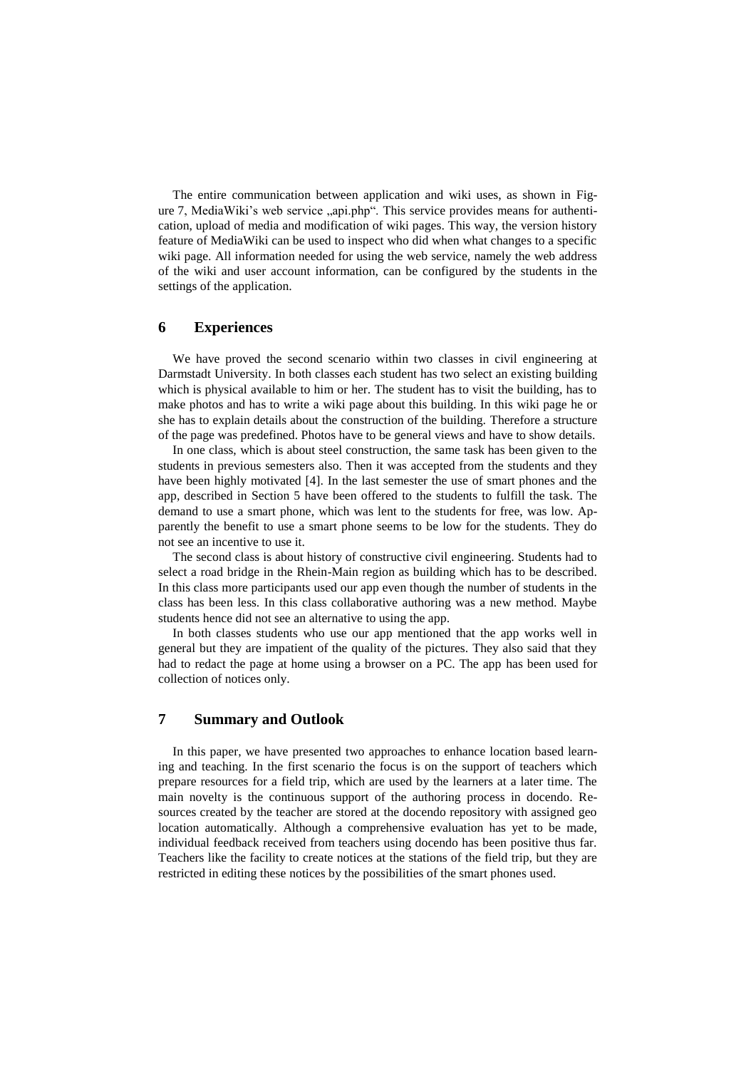The entire communication between application and wiki uses, as shown in Figure 7, MediaWiki's web service „api.php". This service provides means for authentication, upload of media and modification of wiki pages. This way, the version history feature of MediaWiki can be used to inspect who did when what changes to a specific wiki page. All information needed for using the web service, namely the web address of the wiki and user account information, can be configured by the students in the settings of the application.

## 6 Experiences

We have proved the second scenario within two classes in civil engineering at Darmstadt University. In both classes each student has two select an existing building which is physical available to him or her. The student has to visit the building, has to make photos and has to write a wiki page about this building. In this wiki page he or she has to explain details about the construction of the building. Therefore a structure of the page was predefined. Photos have to be general views and have to show details.

In one class, which is about steel construction, the same task has been given to the students in previous semesters also. Then it was accepted from the students and they have been highly motivated [4]. In the last semester the use of smart phones and the app, described in Section 5 have been offered to the students to fulfill the task. The demand to use a smart phone, which was lent to the students for free, was low. Apparently the benefit to use a smart phone seems to be low for the students. They do not see an incentive to use it.

The second class is about history of constructive civil engineering. Students had to select a road bridge in the Rhein-Main region as building which has to be described. In this class more participants used our app even though the number of students in the class has been less. In this class collaborative authoring was a new method. Maybe students hence did not see an alternative to using the app.

In both classes students who use our app mentioned that the app works well in general but they are impatient of the quality of the pictures. They also said that they had to redact the page at home using a browser on a PC. The app has been used for collection of notices only.

## 7 Summary and Outlook

In this paper, we have presented two approaches to enhance location based learning and teaching. In the first scenario the focus is on the support of teachers which prepare resources for a field trip, which are used by the learners at a later time. The main novelty is the continuous support of the authoring process in docendo. Resources created by the teacher are stored at the docendo repository with assigned geo location automatically. Although a comprehensive evaluation has yet to be made, individual feedback received from teachers using docendo has been positive thus far. Teachers like the facility to create notices at the stations of the field trip, but they are restricted in editing these notices by the possibilities of the smart phones used.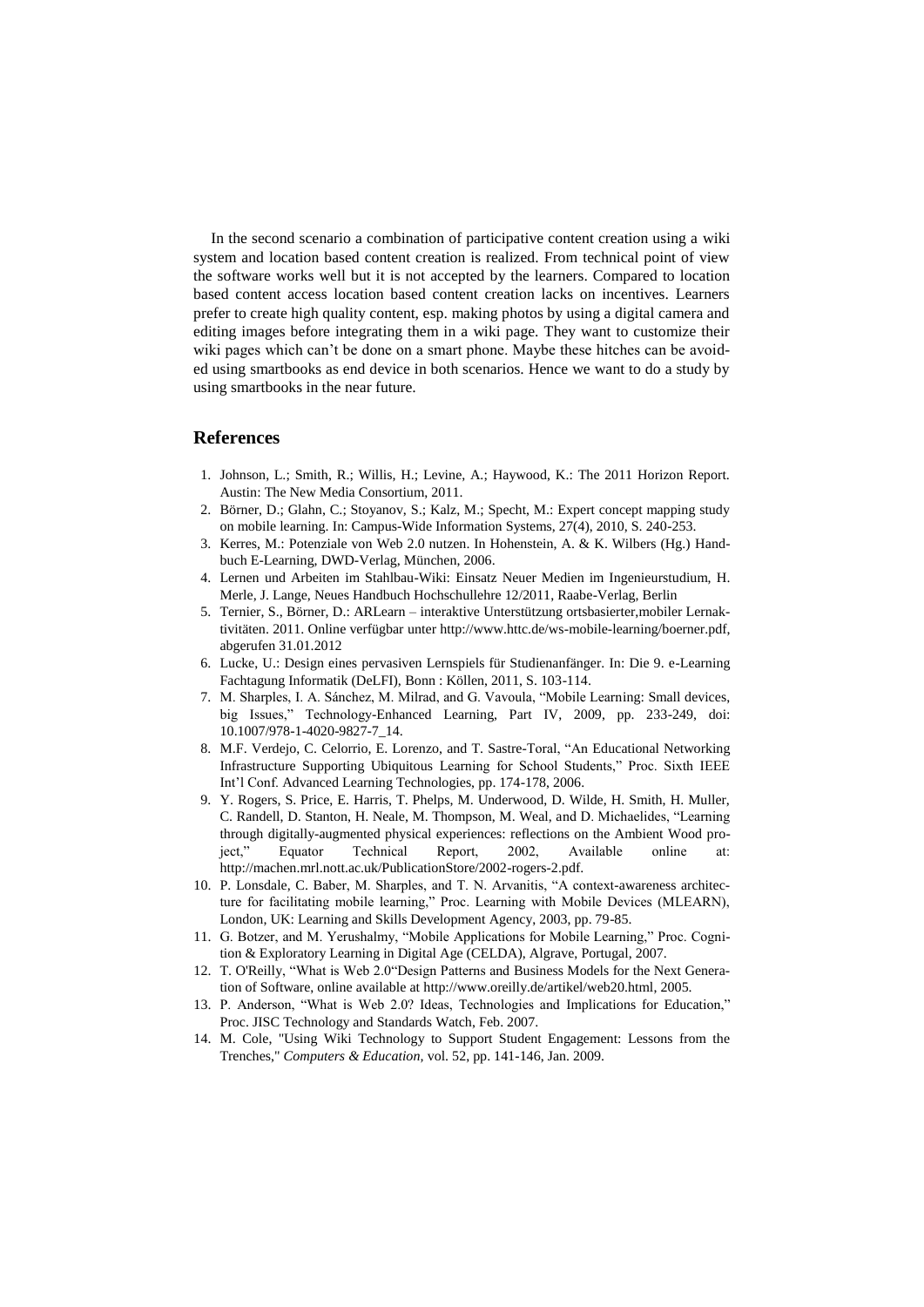In the second scenario a combination of participative content creation using a wiki system and location based content creation is realized. From technical point of view the software works well but it is not accepted by the learners. Compared to location based content access location based content creation lacks on incentives. Learners prefer to create high quality content, esp. making photos by using a digital camera and editing images before integrating them in a wiki page. They want to customize their wiki pages which can't be done on a smart phone. Maybe these hitches can be avoided using smartbooks as end device in both scenarios. Hence we want to do a study by using smartbooks in the near future.

## References

1. Johnson, L.; Smith, R.; Willis, H.; Levine, A.; Haywood, K.: The 2011 Horizon Report. Austin: The New Media Consortium, 2011.
2. Börner, D.; Glahn, C.; Stoyanov, S.; Kalz, M.; Specht, M.: Expert concept mapping study on mobile learning. In: Campus-Wide Information Systems, 27(4), 2010, S. 240-253.
3. Kerres, M.: Potenziale von Web 2.0 nutzen. In Hohenstein, A. & K. Wilbers (Hg.) Handbuch E-Learning, DWD-Verlag, München, 2006.
4. Lernen und Arbeiten im Stahlbau-Wiki: Einsatz Neuer Medien im Ingenieurstudium, H. Merle, J. Lange, Neues Handbuch Hochschullehre 12/2011, Raabe-Verlag, Berlin
5. Ternier, S., Börner, D.: ARLearn – interaktive Unterstützung ortsbasierter,mobiler Lernaktivitäten. 2011. Online verfügbar unter http://www.httc.de/ws-mobile-learning/boerner.pdf, abgerufen 31.01.2012
6. Lucke, U.: Design eines pervasiven Lernspiels für Studienanfänger. In: Die 9. e-Learning Fachtagung Informatik (DeLFI), Bonn : Köllen, 2011, S. 103-114.
7. M. Sharples, I. A. Sánchez, M. Milrad, and G. Vavoula, "Mobile Learning: Small devices, big Issues," Technology-Enhanced Learning, Part IV, 2009, pp. 233-249, doi: 10.1007/978-1-4020-9827-7_14.
8. M.F. Verdejo, C. Celorrio, E. Lorenzo, and T. Sastre-Toral, "An Educational Networking Infrastructure Supporting Ubiquitous Learning for School Students," Proc. Sixth IEEE Int'l Conf. Advanced Learning Technologies, pp. 174-178, 2006.
9. Y. Rogers, S. Price, E. Harris, T. Phelps, M. Underwood, D. Wilde, H. Smith, H. Muller, C. Randell, D. Stanton, H. Neale, M. Thompson, M. Weal, and D. Michaelides, "Learning through digitally-augmented physical experiences: reflections on the Ambient Wood project," Equator Technical Report, 2002, Available online at: http://machen.mrl.nott.ac.uk/PublicationStore/2002-rogers-2.pdf.
10. P. Lonsdale, C. Baber, M. Sharples, and T. N. Arvanitis, "A context-awareness architecture for facilitating mobile learning," Proc. Learning with Mobile Devices (MLEARN), London, UK: Learning and Skills Development Agency, 2003, pp. 79-85.
11. G. Botzer, and M. Yerushalmy, "Mobile Applications for Mobile Learning," Proc. Cognition & Exploratory Learning in Digital Age (CELDA), Algrave, Portugal, 2007.
12. T. O'Reilly, "What is Web 2.0"Design Patterns and Business Models for the Next Generation of Software, online available at http://www.oreilly.de/artikel/web20.html, 2005.
13. P. Anderson, "What is Web 2.0? Ideas, Technologies and Implications for Education," Proc. JISC Technology and Standards Watch, Feb. 2007.
14. M. Cole, "Using Wiki Technology to Support Student Engagement: Lessons from the Trenches," *Computers & Education*, vol. 52, pp. 141-146, Jan. 2009.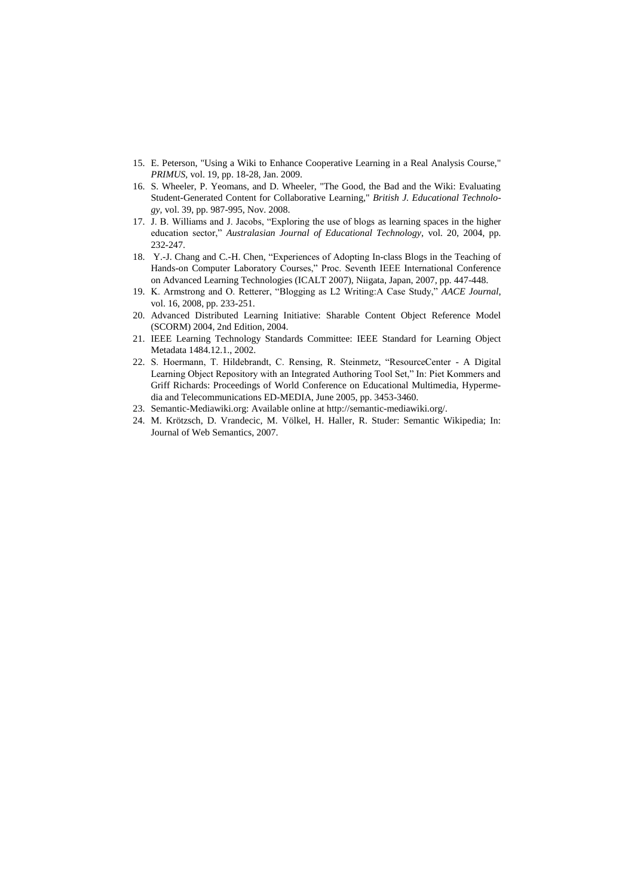15. E. Peterson, "Using a Wiki to Enhance Cooperative Learning in a Real Analysis Course," *PRIMUS*, vol. 19, pp. 18-28, Jan. 2009.
16. S. Wheeler, P. Yeomans, and D. Wheeler, "The Good, the Bad and the Wiki: Evaluating Student-Generated Content for Collaborative Learning," *British J. Educational Technology*, vol. 39, pp. 987-995, Nov. 2008.
17. J. B. Williams and J. Jacobs, "Exploring the use of blogs as learning spaces in the higher education sector," *Australasian Journal of Educational Technology*, vol. 20, 2004, pp. 232-247.
18. Y.-J. Chang and C.-H. Chen, "Experiences of Adopting In-class Blogs in the Teaching of Hands-on Computer Laboratory Courses," Proc. Seventh IEEE International Conference on Advanced Learning Technologies (ICALT 2007), Niigata, Japan, 2007, pp. 447-448.
19. K. Armstrong and O. Retterer, "Blogging as L2 Writing:A Case Study," *AACE Journal*, vol. 16, 2008, pp. 233-251.
20. Advanced Distributed Learning Initiative: Sharable Content Object Reference Model (SCORM) 2004, 2nd Edition, 2004.
21. IEEE Learning Technology Standards Committee: IEEE Standard for Learning Object Metadata 1484.12.1., 2002.
22. S. Hoermann, T. Hildebrandt, C. Rensing, R. Steinmetz, "ResourceCenter - A Digital Learning Object Repository with an Integrated Authoring Tool Set," In: Piet Kommers and Griff Richards: Proceedings of World Conference on Educational Multimedia, Hypermedia and Telecommunications ED-MEDIA, June 2005, pp. 3453-3460.
23. Semantic-Mediawiki.org: Available online at http://semantic-mediawiki.org/.
24. M. Krötzsch, D. Vrandecic, M. Völkel, H. Haller, R. Studer: Semantic Wikipedia; In: Journal of Web Semantics, 2007.